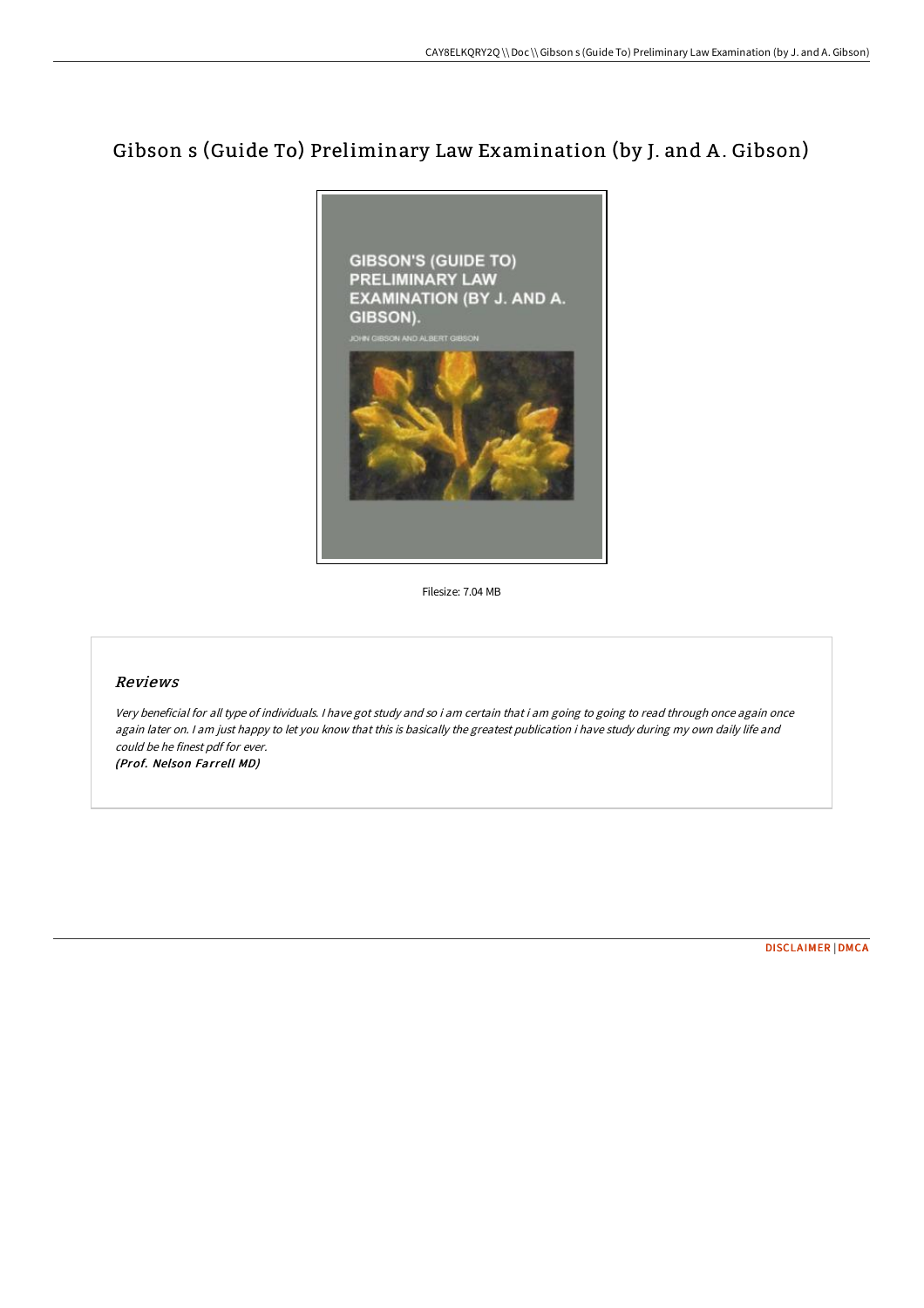# Gibson s (Guide To) Preliminary Law Examination (by J. and A. Gibson)

Filesize: 7.04 MB

## *Reviews*

*Very beneficial for all type of individuals. I have got study and so i am certain that i am going to going to read through once again once again later on. I am just happy to let you know that this is basically the greatest publication i have study during my own daily life and could be he finest pdf for ever.*

***(Prof. Nelson Farrell MD)***

DISCLAIMER | DMCA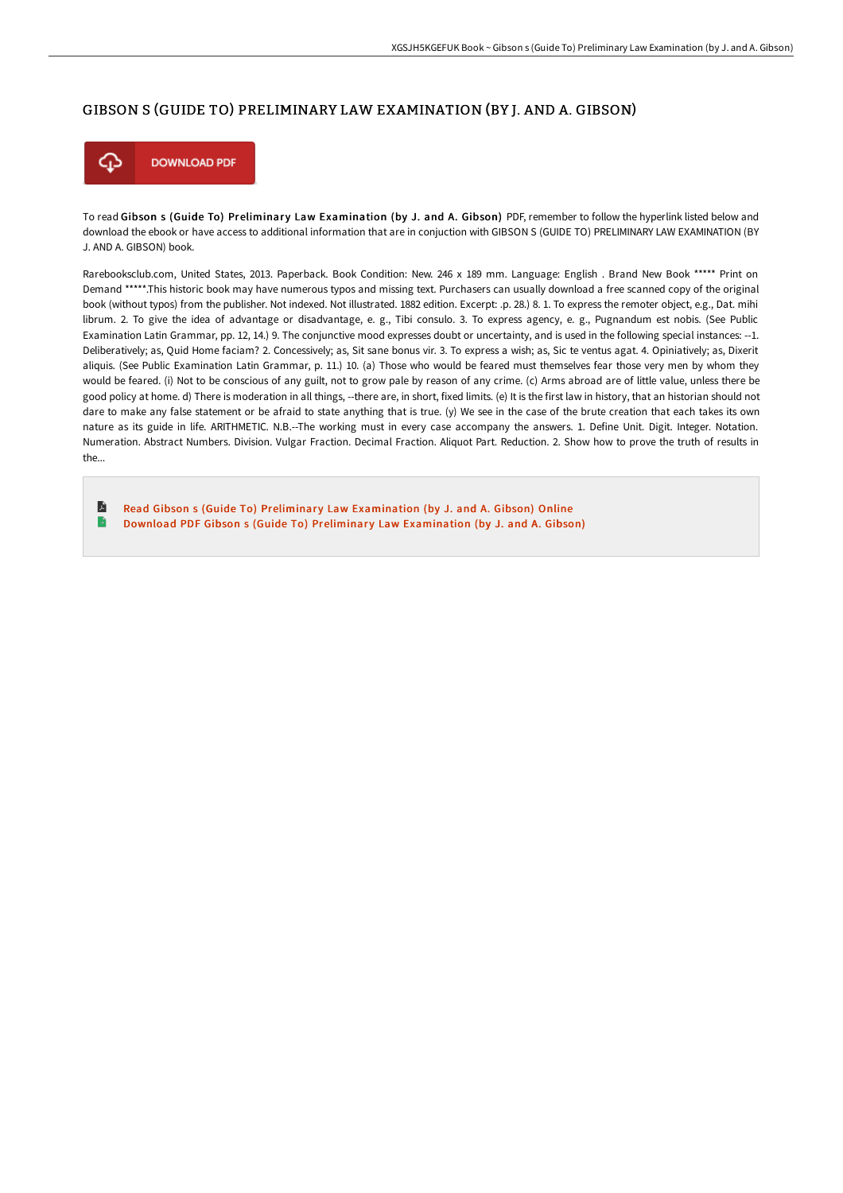# GIBSON S (GUIDE TO) PRELIMINARY LAW EXAMINATION (BY J. AND A. GIBSON)

DOWNLOAD PDF

To read **Gibson s (Guide To) Preliminary Law Examination (by J. and A. Gibson)** PDF, remember to follow the hyperlink listed below and download the ebook or have access to additional information that are in conjuction with GIBSON S (GUIDE TO) PRELIMINARY LAW EXAMINATION (BY J. AND A. GIBSON) book.

Rarebooksclub.com, United States, 2013. Paperback. Book Condition: New. 246 x 189 mm. Language: English . Brand New Book ***** Print on Demand *****.This historic book may have numerous typos and missing text. Purchasers can usually download a free scanned copy of the original book (without typos) from the publisher. Not indexed. Not illustrated. 1882 edition. Excerpt: .p. 28.) 8. 1. To express the remoter object, e.g., Dat. mihi librum. 2. To give the idea of advantage or disadvantage, e. g., Tibi consulo. 3. To express agency, e. g., Pugnandum est nobis. (See Public Examination Latin Grammar, pp. 12, 14.) 9. The conjunctive mood expresses doubt or uncertainty, and is used in the following special instances: --1. Deliberatively; as, Quid Home faciam? 2. Concessively; as, Sit sane bonus vir. 3. To express a wish; as, Sic te ventus agat. 4. Opiniatively; as, Dixerit aliquis. (See Public Examination Latin Grammar, p. 11.) 10. (a) Those who would be feared must themselves fear those very men by whom they would be feared. (i) Not to be conscious of any guilt, not to grow pale by reason of any crime. (c) Arms abroad are of little value, unless there be good policy at home. d) There is moderation in all things, --there are, in short, fixed limits. (e) It is the first law in history, that an historian should not dare to make any false statement or be afraid to state anything that is true. (y) We see in the case of the brute creation that each takes its own nature as its guide in life. ARITHMETIC. N.B.--The working must in every case accompany the answers. 1. Define Unit. Digit. Integer. Notation. Numeration. Abstract Numbers. Division. Vulgar Fraction. Decimal Fraction. Aliquot Part. Reduction. 2. Show how to prove the truth of results in the...

- Read Gibson s (Guide To) Preliminary Law Examination (by J. and A. Gibson) Online
- Download PDF Gibson s (Guide To) Preliminary Law Examination (by J. and A. Gibson)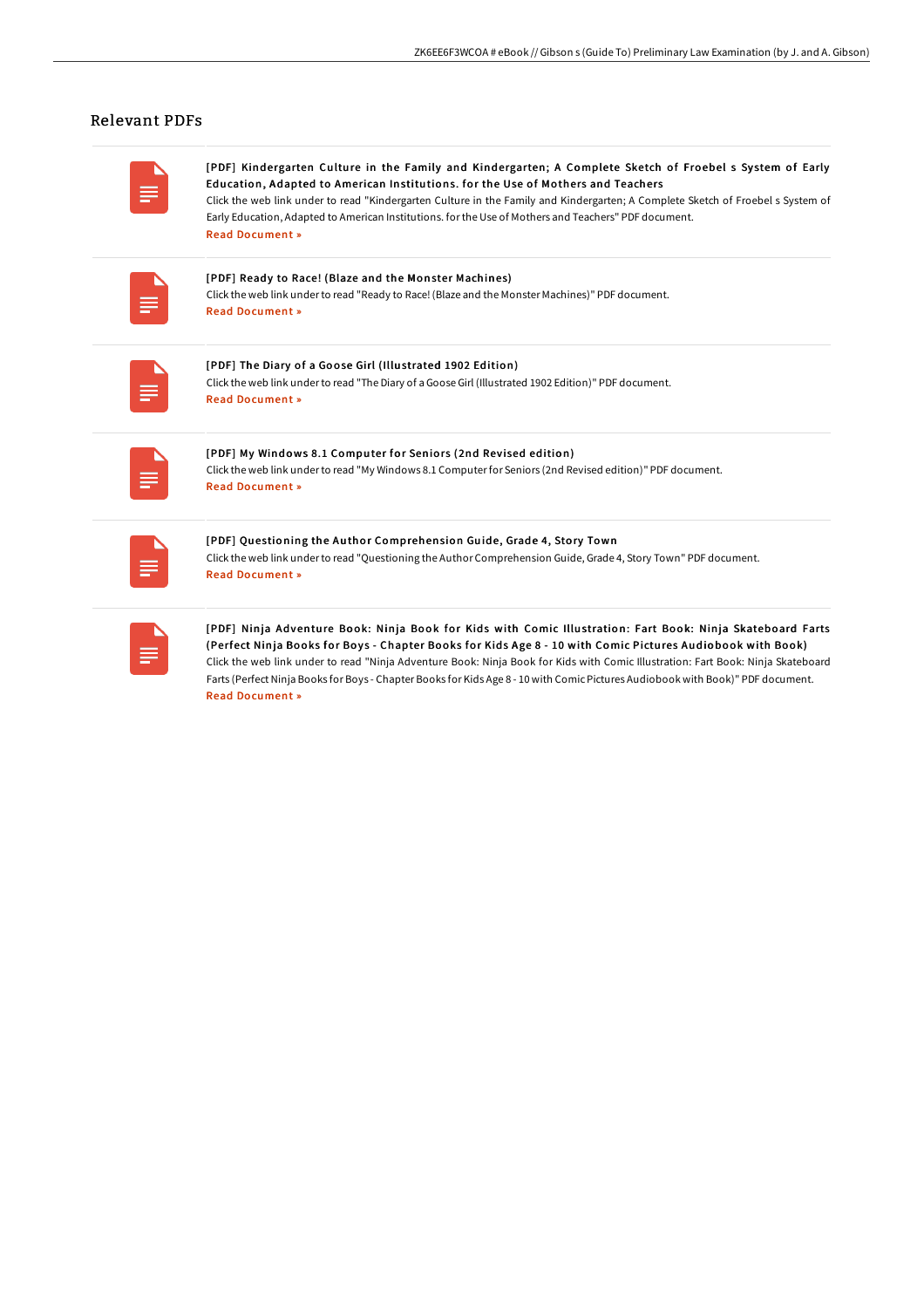## Relevant PDFs

**[PDF] Kindergarten Culture in the Family and Kindergarten; A Complete Sketch of Froebel s System of Early Education, Adapted to American Institutions. for the Use of Mothers and Teachers**

Click the web link under to read "Kindergarten Culture in the Family and Kindergarten; A Complete Sketch of Froebel s System of Early Education, Adapted to American Institutions. for the Use of Mothers and Teachers" PDF document.

Read Document »

**[PDF] Ready to Race! (Blaze and the Monster Machines)**

Click the web link under to read "Ready to Race! (Blaze and the Monster Machines)" PDF document.

Read Document »

**[PDF] The Diary of a Goose Girl (Illustrated 1902 Edition)**

Click the web link under to read "The Diary of a Goose Girl (Illustrated 1902 Edition)" PDF document.

Read Document »

**[PDF] My Windows 8.1 Computer for Seniors (2nd Revised edition)**

Click the web link under to read "My Windows 8.1 Computer for Seniors (2nd Revised edition)" PDF document.

Read Document »

**[PDF] Questioning the Author Comprehension Guide, Grade 4, Story Town**

Click the web link under to read "Questioning the Author Comprehension Guide, Grade 4, Story Town" PDF document.

Read Document »

**[PDF] Ninja Adventure Book: Ninja Book for Kids with Comic Illustration: Fart Book: Ninja Skateboard Farts (Perfect Ninja Books for Boys - Chapter Books for Kids Age 8 - 10 with Comic Pictures Audiobook with Book)**

Click the web link under to read "Ninja Adventure Book: Ninja Book for Kids with Comic Illustration: Fart Book: Ninja Skateboard Farts (Perfect Ninja Books for Boys - Chapter Books for Kids Age 8 - 10 with Comic Pictures Audiobook with Book)" PDF document.

Read Document »